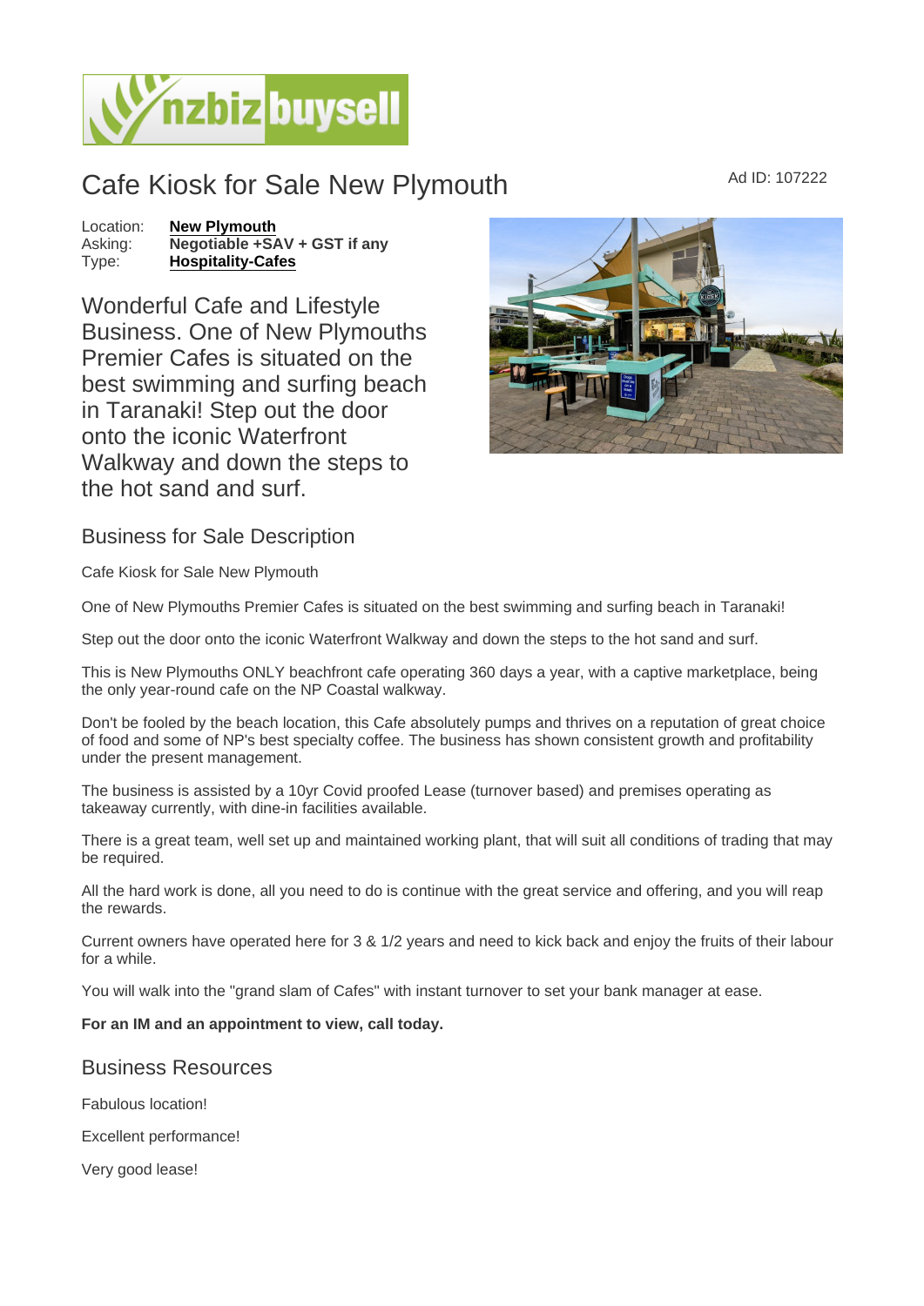# Cafe Kiosk for Sale New Plymouth

Ad ID: 107222

Location: **New Plymouth**
Asking: **Negotiable +SAV + GST if any**
Type: **Hospitality-Cafes**

Wonderful Cafe and Lifestyle Business. One of New Plymouths Premier Cafes is situated on the best swimming and surfing beach in Taranaki! Step out the door onto the iconic Waterfront Walkway and down the steps to the hot sand and surf.

## Business for Sale Description

Cafe Kiosk for Sale New Plymouth

One of New Plymouths Premier Cafes is situated on the best swimming and surfing beach in Taranaki!

Step out the door onto the iconic Waterfront Walkway and down the steps to the hot sand and surf.

This is New Plymouths ONLY beachfront cafe operating 360 days a year, with a captive marketplace, being the only year-round cafe on the NP Coastal walkway.

Don't be fooled by the beach location, this Cafe absolutely pumps and thrives on a reputation of great choice of food and some of NP's best specialty coffee. The business has shown consistent growth and profitability under the present management.

The business is assisted by a 10yr Covid proofed Lease (turnover based) and premises operating as takeaway currently, with dine-in facilities available.

There is a great team, well set up and maintained working plant, that will suit all conditions of trading that may be required.

All the hard work is done, all you need to do is continue with the great service and offering, and you will reap the rewards.

Current owners have operated here for 3 & 1/2 years and need to kick back and enjoy the fruits of their labour for a while.

You will walk into the "grand slam of Cafes" with instant turnover to set your bank manager at ease.

**For an IM and an appointment to view, call today.**

## Business Resources

Fabulous location!

Excellent performance!

Very good lease!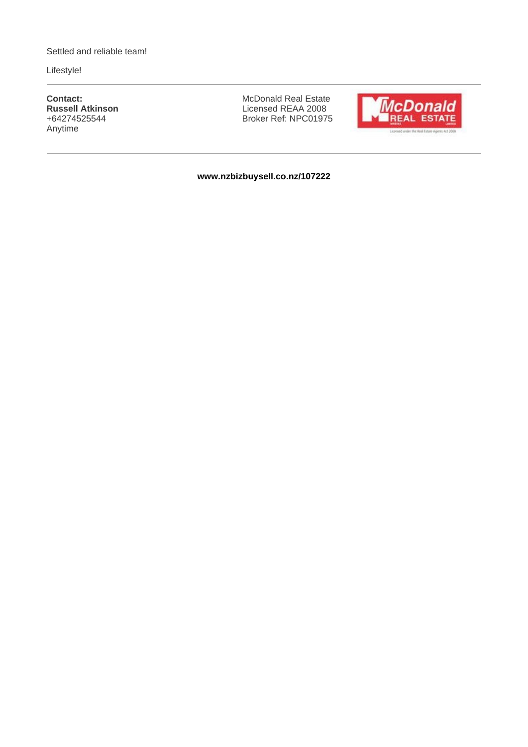Settled and reliable team!

Lifestyle!

---

**Contact:**
**Russell Atkinson**
+64274525544
Anytime

McDonald Real Estate
Licensed REAA 2008
Broker Ref: NPC01975

---

**www.nzbizbuysell.co.nz/107222**